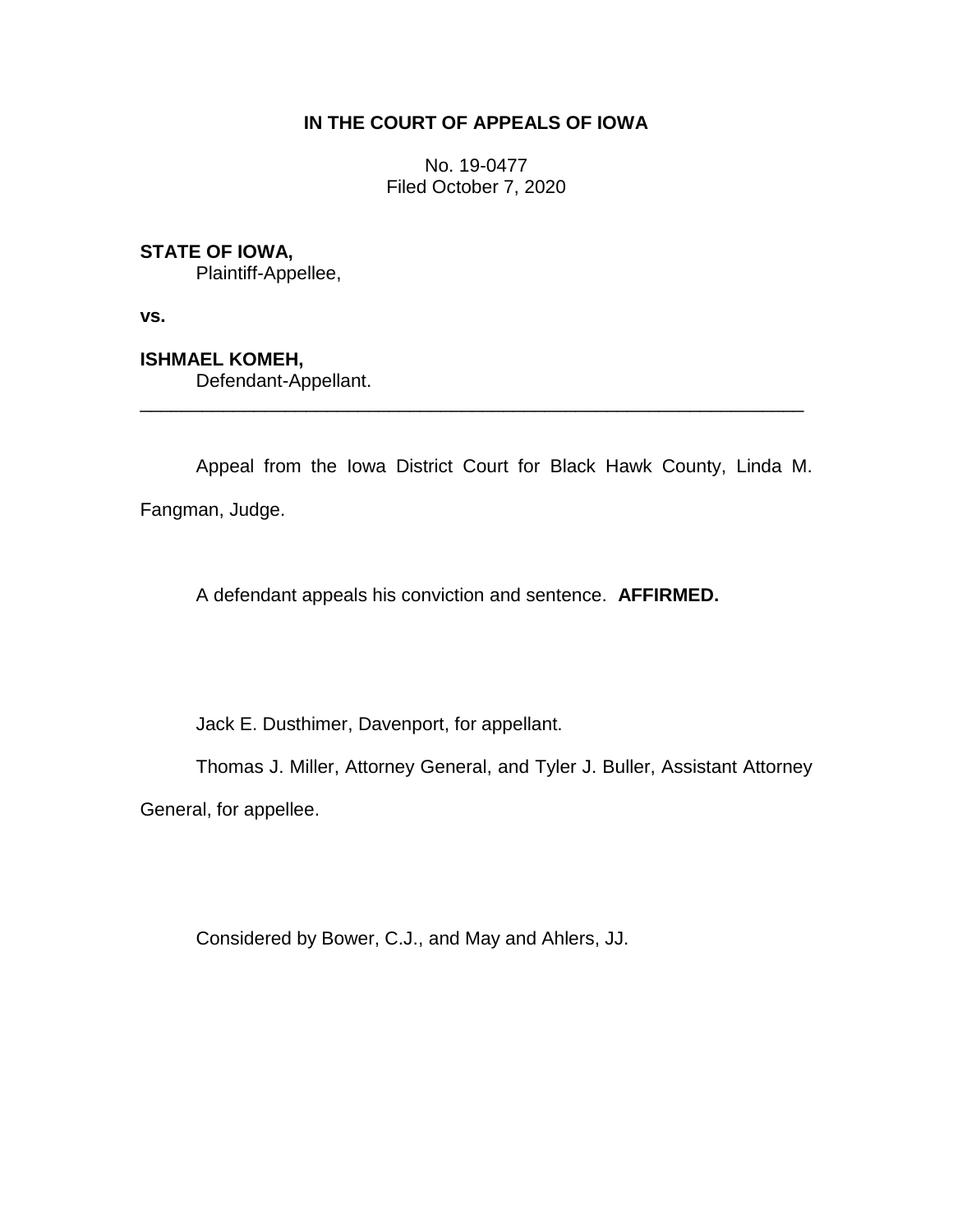**IN THE COURT OF APPEALS OF IOWA**

No. 19-0477
Filed October 7, 2020

**STATE OF IOWA,**
Plaintiff-Appellee,

**vs.**

**ISHMAEL KOMEH,**
Defendant-Appellant.

---

Appeal from the Iowa District Court for Black Hawk County, Linda M. Fangman, Judge.

A defendant appeals his conviction and sentence. **AFFIRMED.**

Jack E. Dusthimer, Davenport, for appellant.

Thomas J. Miller, Attorney General, and Tyler J. Buller, Assistant Attorney General, for appellee.

Considered by Bower, C.J., and May and Ahlers, JJ.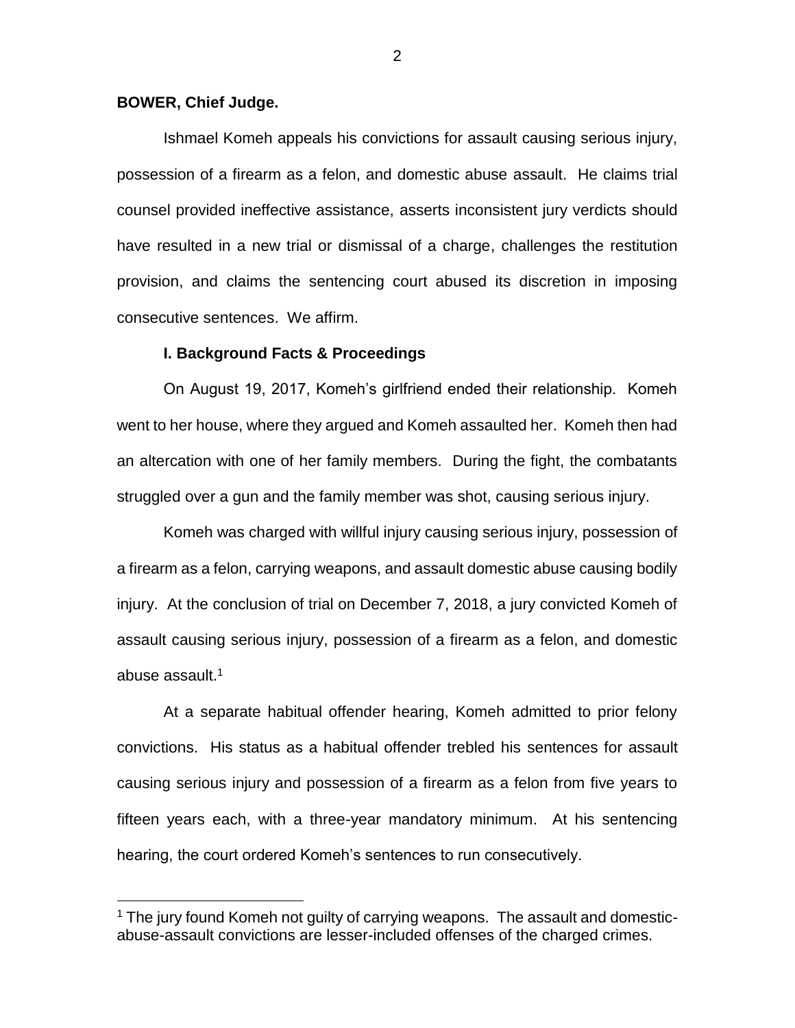**BOWER, Chief Judge.**

Ishmael Komeh appeals his convictions for assault causing serious injury, possession of a firearm as a felon, and domestic abuse assault. He claims trial counsel provided ineffective assistance, asserts inconsistent jury verdicts should have resulted in a new trial or dismissal of a charge, challenges the restitution provision, and claims the sentencing court abused its discretion in imposing consecutive sentences. We affirm.

## I. Background Facts & Proceedings

On August 19, 2017, Komeh's girlfriend ended their relationship. Komeh went to her house, where they argued and Komeh assaulted her. Komeh then had an altercation with one of her family members. During the fight, the combatants struggled over a gun and the family member was shot, causing serious injury.

Komeh was charged with willful injury causing serious injury, possession of a firearm as a felon, carrying weapons, and assault domestic abuse causing bodily injury. At the conclusion of trial on December 7, 2018, a jury convicted Komeh of assault causing serious injury, possession of a firearm as a felon, and domestic abuse assault.[1]

At a separate habitual offender hearing, Komeh admitted to prior felony convictions. His status as a habitual offender trebled his sentences for assault causing serious injury and possession of a firearm as a felon from five years to fifteen years each, with a three-year mandatory minimum. At his sentencing hearing, the court ordered Komeh's sentences to run consecutively.

[1] The jury found Komeh not guilty of carrying weapons. The assault and domestic-abuse-assault convictions are lesser-included offenses of the charged crimes.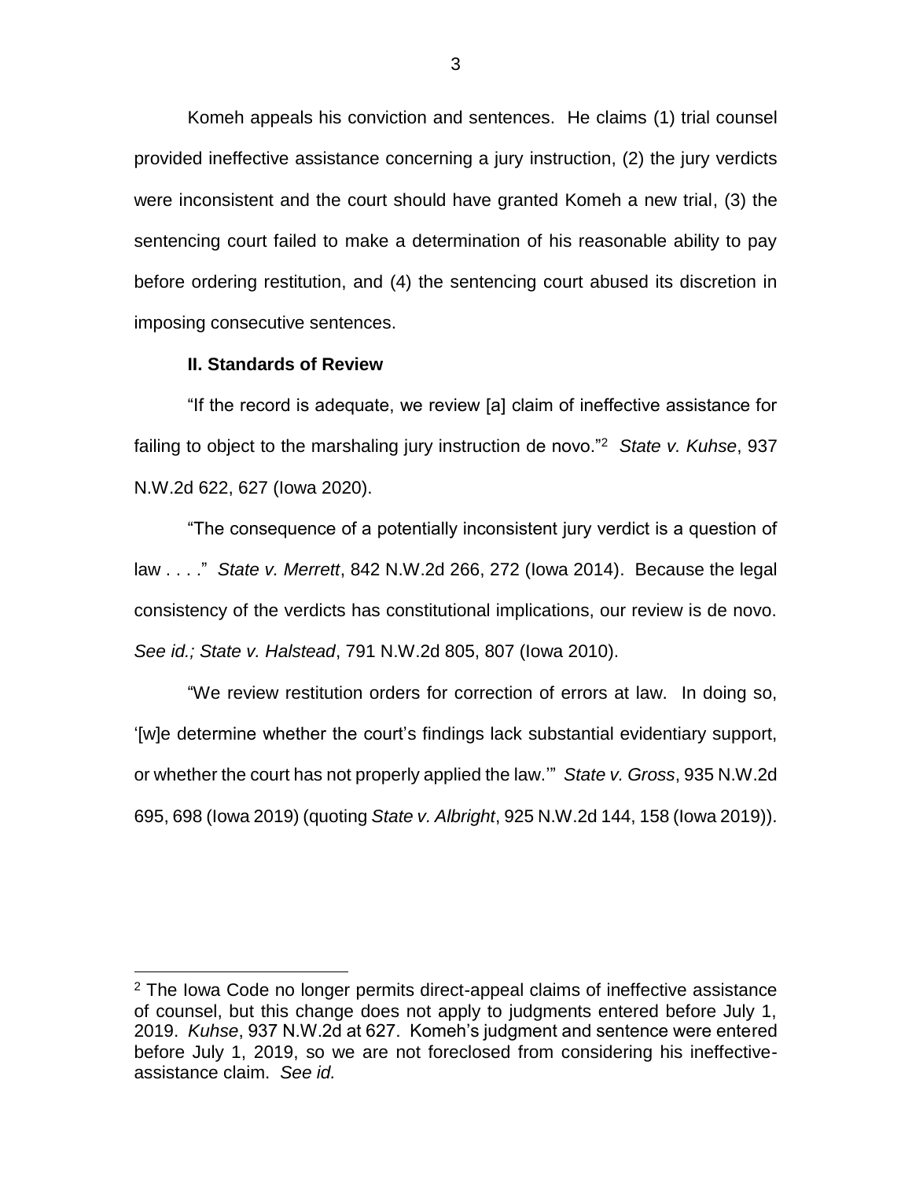Komeh appeals his conviction and sentences. He claims (1) trial counsel provided ineffective assistance concerning a jury instruction, (2) the jury verdicts were inconsistent and the court should have granted Komeh a new trial, (3) the sentencing court failed to make a determination of his reasonable ability to pay before ordering restitution, and (4) the sentencing court abused its discretion in imposing consecutive sentences.

## II. Standards of Review

"If the record is adequate, we review [a] claim of ineffective assistance for failing to object to the marshaling jury instruction de novo."[2] *State v. Kuhse*, 937 N.W.2d 622, 627 (Iowa 2020).

"The consequence of a potentially inconsistent jury verdict is a question of law . . . ." *State v. Merrett*, 842 N.W.2d 266, 272 (Iowa 2014). Because the legal consistency of the verdicts has constitutional implications, our review is de novo. *See id.; State v. Halstead*, 791 N.W.2d 805, 807 (Iowa 2010).

"We review restitution orders for correction of errors at law. In doing so, '[w]e determine whether the court's findings lack substantial evidentiary support, or whether the court has not properly applied the law.'" *State v. Gross*, 935 N.W.2d 695, 698 (Iowa 2019) (quoting *State v. Albright*, 925 N.W.2d 144, 158 (Iowa 2019)).

---

[2] The Iowa Code no longer permits direct-appeal claims of ineffective assistance of counsel, but this change does not apply to judgments entered before July 1, 2019. *Kuhse*, 937 N.W.2d at 627. Komeh's judgment and sentence were entered before July 1, 2019, so we are not foreclosed from considering his ineffective-assistance claim. *See id.*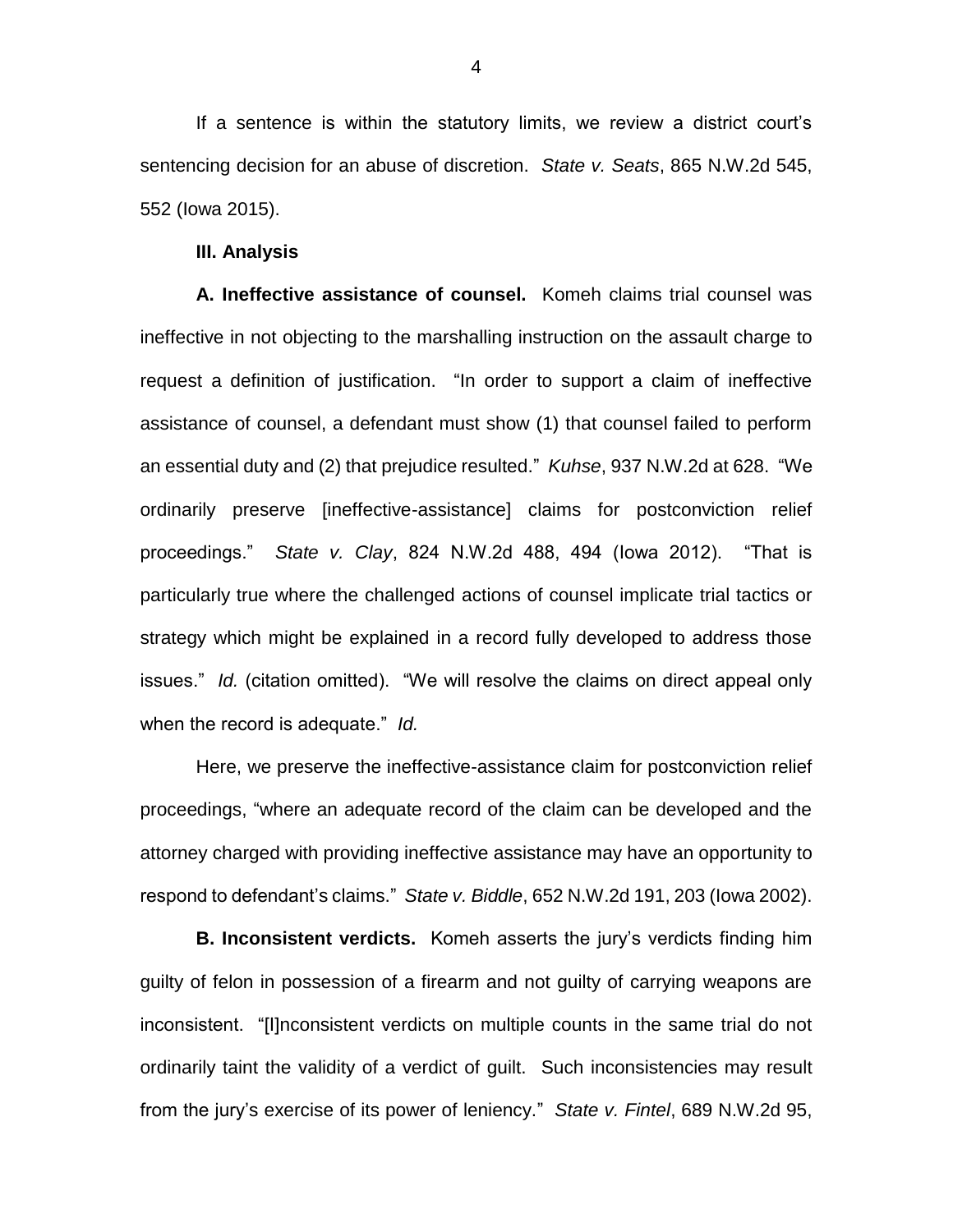If a sentence is within the statutory limits, we review a district court's sentencing decision for an abuse of discretion. *State v. Seats*, 865 N.W.2d 545, 552 (Iowa 2015).

**III. Analysis**

**A. Ineffective assistance of counsel.** Komeh claims trial counsel was ineffective in not objecting to the marshalling instruction on the assault charge to request a definition of justification. "In order to support a claim of ineffective assistance of counsel, a defendant must show (1) that counsel failed to perform an essential duty and (2) that prejudice resulted." *Kuhse*, 937 N.W.2d at 628. "We ordinarily preserve [ineffective-assistance] claims for postconviction relief proceedings." *State v. Clay*, 824 N.W.2d 488, 494 (Iowa 2012). "That is particularly true where the challenged actions of counsel implicate trial tactics or strategy which might be explained in a record fully developed to address those issues." *Id.* (citation omitted). "We will resolve the claims on direct appeal only when the record is adequate." *Id.*

Here, we preserve the ineffective-assistance claim for postconviction relief proceedings, "where an adequate record of the claim can be developed and the attorney charged with providing ineffective assistance may have an opportunity to respond to defendant's claims." *State v. Biddle*, 652 N.W.2d 191, 203 (Iowa 2002).

**B. Inconsistent verdicts.** Komeh asserts the jury's verdicts finding him guilty of felon in possession of a firearm and not guilty of carrying weapons are inconsistent. "[I]nconsistent verdicts on multiple counts in the same trial do not ordinarily taint the validity of a verdict of guilt. Such inconsistencies may result from the jury's exercise of its power of leniency." *State v. Fintel*, 689 N.W.2d 95,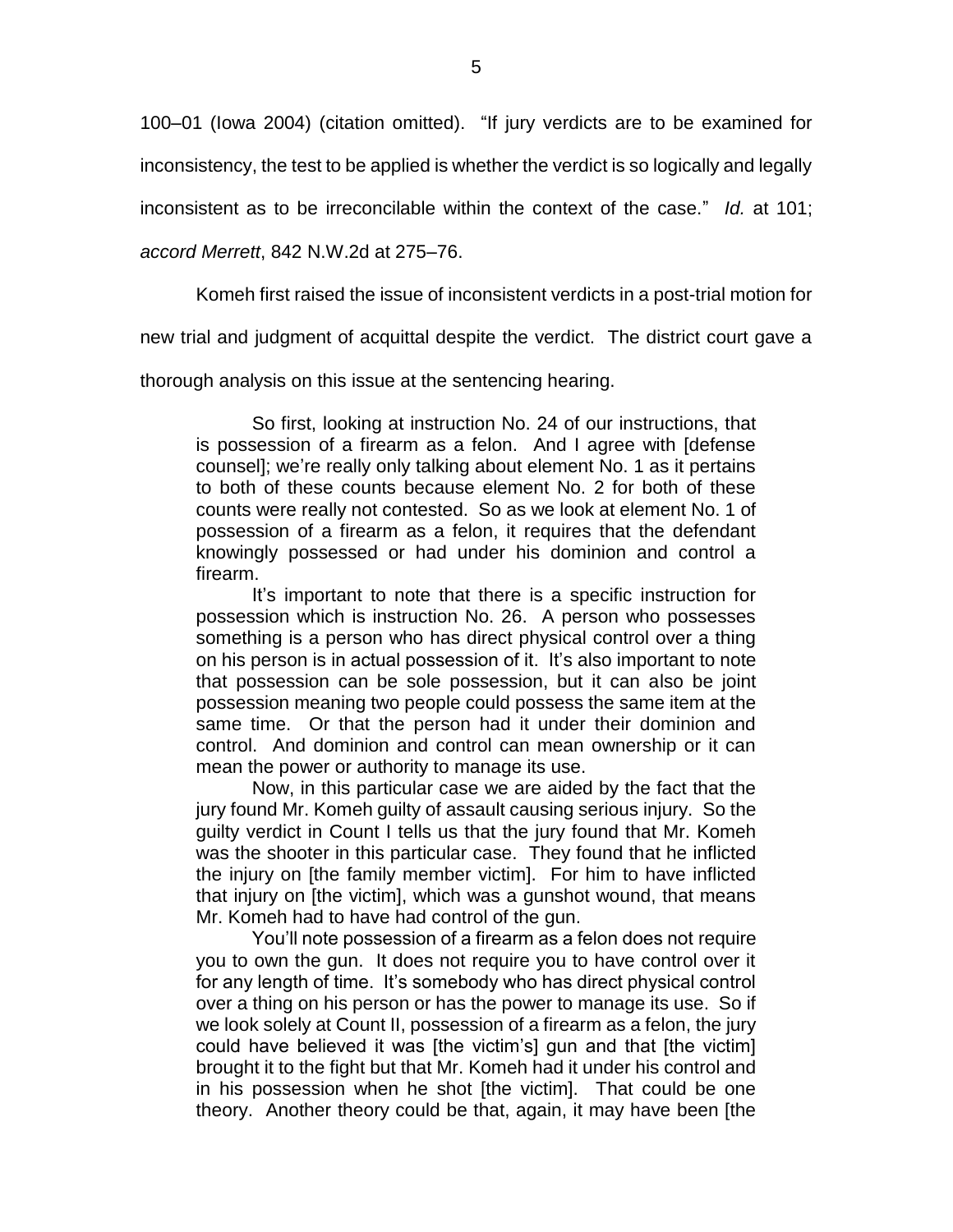100–01 (Iowa 2004) (citation omitted). "If jury verdicts are to be examined for inconsistency, the test to be applied is whether the verdict is so logically and legally inconsistent as to be irreconcilable within the context of the case." *Id.* at 101; *accord Merrett*, 842 N.W.2d at 275–76.

Komeh first raised the issue of inconsistent verdicts in a post-trial motion for new trial and judgment of acquittal despite the verdict. The district court gave a thorough analysis on this issue at the sentencing hearing.

> So first, looking at instruction No. 24 of our instructions, that is possession of a firearm as a felon. And I agree with [defense counsel]; we're really only talking about element No. 1 as it pertains to both of these counts because element No. 2 for both of these counts were really not contested. So as we look at element No. 1 of possession of a firearm as a felon, it requires that the defendant knowingly possessed or had under his dominion and control a firearm.
>
> It's important to note that there is a specific instruction for possession which is instruction No. 26. A person who possesses something is a person who has direct physical control over a thing on his person is in actual possession of it. It's also important to note that possession can be sole possession, but it can also be joint possession meaning two people could possess the same item at the same time. Or that the person had it under their dominion and control. And dominion and control can mean ownership or it can mean the power or authority to manage its use.
>
> Now, in this particular case we are aided by the fact that the jury found Mr. Komeh guilty of assault causing serious injury. So the guilty verdict in Count I tells us that the jury found that Mr. Komeh was the shooter in this particular case. They found that he inflicted the injury on [the family member victim]. For him to have inflicted that injury on [the victim], which was a gunshot wound, that means Mr. Komeh had to have had control of the gun.
>
> You'll note possession of a firearm as a felon does not require you to own the gun. It does not require you to have control over it for any length of time. It's somebody who has direct physical control over a thing on his person or has the power to manage its use. So if we look solely at Count II, possession of a firearm as a felon, the jury could have believed it was [the victim's] gun and that [the victim] brought it to the fight but that Mr. Komeh had it under his control and in his possession when he shot [the victim]. That could be one theory. Another theory could be that, again, it may have been [the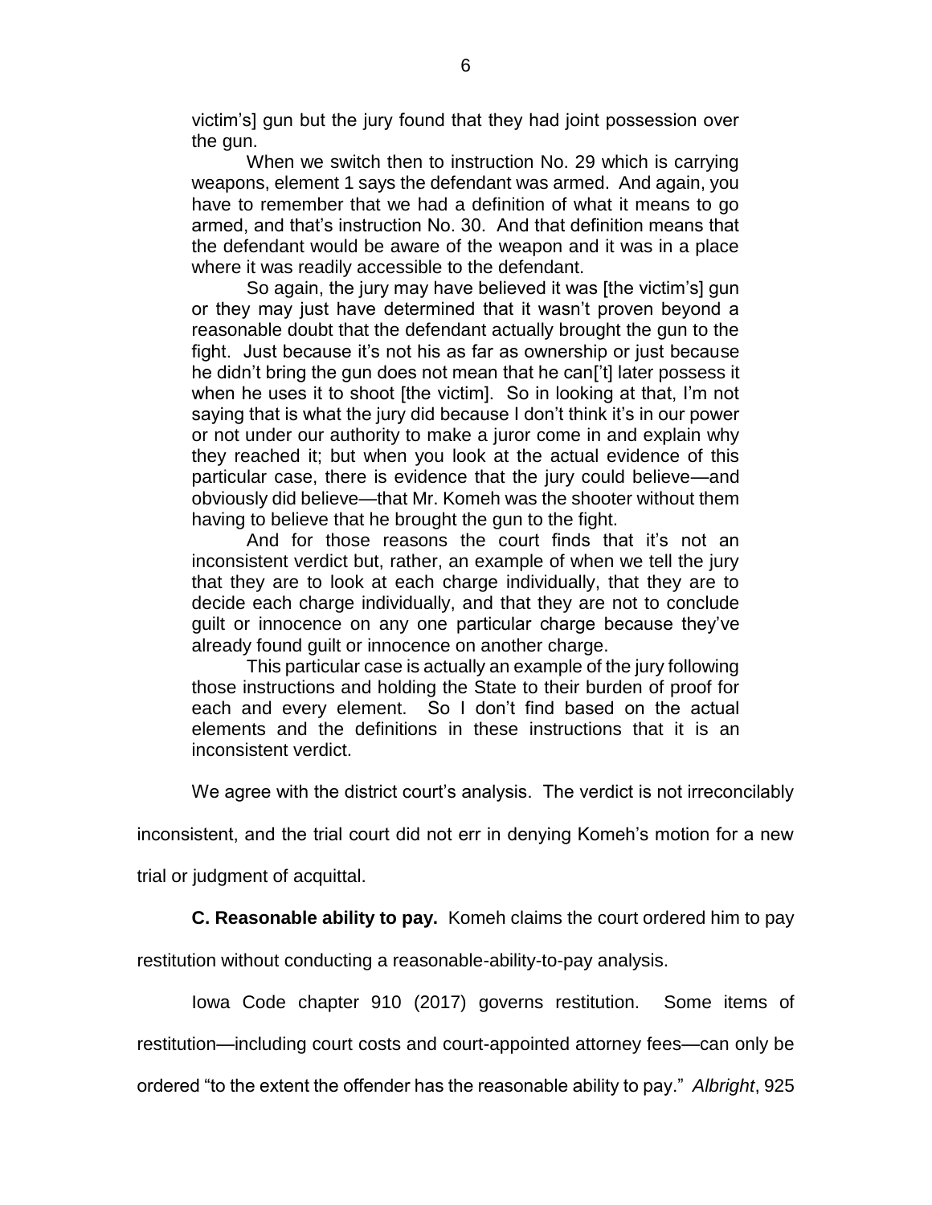> victim's] gun but the jury found that they had joint possession over the gun.
>
> When we switch then to instruction No. 29 which is carrying weapons, element 1 says the defendant was armed. And again, you have to remember that we had a definition of what it means to go armed, and that's instruction No. 30. And that definition means that the defendant would be aware of the weapon and it was in a place where it was readily accessible to the defendant.
>
> So again, the jury may have believed it was [the victim's] gun or they may just have determined that it wasn't proven beyond a reasonable doubt that the defendant actually brought the gun to the fight. Just because it's not his as far as ownership or just because he didn't bring the gun does not mean that he can['t] later possess it when he uses it to shoot [the victim]. So in looking at that, I'm not saying that is what the jury did because I don't think it's in our power or not under our authority to make a juror come in and explain why they reached it; but when you look at the actual evidence of this particular case, there is evidence that the jury could believe—and obviously did believe—that Mr. Komeh was the shooter without them having to believe that he brought the gun to the fight.
>
> And for those reasons the court finds that it's not an inconsistent verdict but, rather, an example of when we tell the jury that they are to look at each charge individually, that they are to decide each charge individually, and that they are not to conclude guilt or innocence on any one particular charge because they've already found guilt or innocence on another charge.
>
> This particular case is actually an example of the jury following those instructions and holding the State to their burden of proof for each and every element. So I don't find based on the actual elements and the definitions in these instructions that it is an inconsistent verdict.

We agree with the district court's analysis. The verdict is not irreconcilably inconsistent, and the trial court did not err in denying Komeh's motion for a new trial or judgment of acquittal.

**C. Reasonable ability to pay.** Komeh claims the court ordered him to pay restitution without conducting a reasonable-ability-to-pay analysis.

Iowa Code chapter 910 (2017) governs restitution. Some items of restitution—including court costs and court-appointed attorney fees—can only be ordered "to the extent the offender has the reasonable ability to pay." *Albright*, 925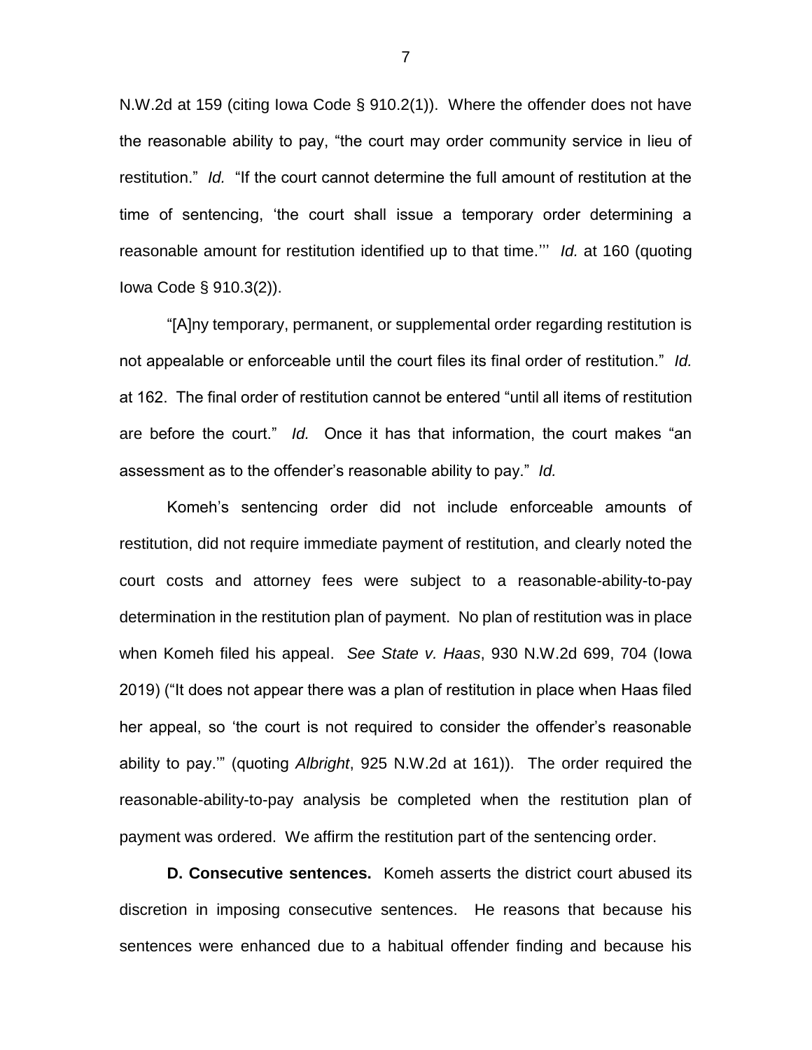N.W.2d at 159 (citing Iowa Code § 910.2(1)). Where the offender does not have the reasonable ability to pay, "the court may order community service in lieu of restitution." *Id.* "If the court cannot determine the full amount of restitution at the time of sentencing, 'the court shall issue a temporary order determining a reasonable amount for restitution identified up to that time.'" *Id.* at 160 (quoting Iowa Code § 910.3(2)).

"[A]ny temporary, permanent, or supplemental order regarding restitution is not appealable or enforceable until the court files its final order of restitution." *Id.* at 162. The final order of restitution cannot be entered "until all items of restitution are before the court." *Id.* Once it has that information, the court makes "an assessment as to the offender's reasonable ability to pay." *Id.*

Komeh's sentencing order did not include enforceable amounts of restitution, did not require immediate payment of restitution, and clearly noted the court costs and attorney fees were subject to a reasonable-ability-to-pay determination in the restitution plan of payment. No plan of restitution was in place when Komeh filed his appeal. *See State v. Haas*, 930 N.W.2d 699, 704 (Iowa 2019) ("It does not appear there was a plan of restitution in place when Haas filed her appeal, so 'the court is not required to consider the offender's reasonable ability to pay.'" (quoting *Albright*, 925 N.W.2d at 161)). The order required the reasonable-ability-to-pay analysis be completed when the restitution plan of payment was ordered. We affirm the restitution part of the sentencing order.

**D. Consecutive sentences.** Komeh asserts the district court abused its discretion in imposing consecutive sentences. He reasons that because his sentences were enhanced due to a habitual offender finding and because his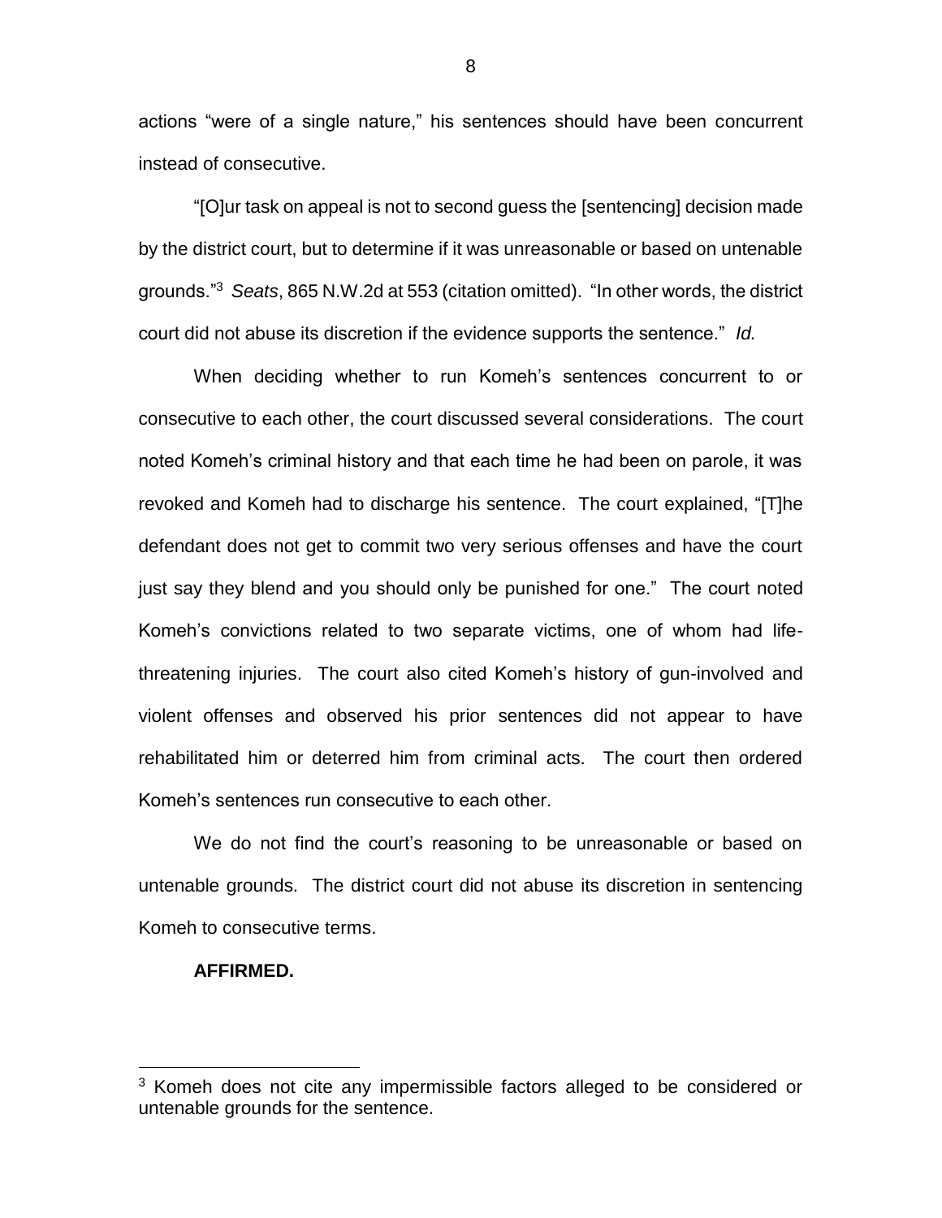actions "were of a single nature," his sentences should have been concurrent instead of consecutive.

"[O]ur task on appeal is not to second guess the [sentencing] decision made by the district court, but to determine if it was unreasonable or based on untenable grounds."[3] *Seats*, 865 N.W.2d at 553 (citation omitted). "In other words, the district court did not abuse its discretion if the evidence supports the sentence." *Id.*

When deciding whether to run Komeh's sentences concurrent to or consecutive to each other, the court discussed several considerations. The court noted Komeh's criminal history and that each time he had been on parole, it was revoked and Komeh had to discharge his sentence. The court explained, "[T]he defendant does not get to commit two very serious offenses and have the court just say they blend and you should only be punished for one." The court noted Komeh's convictions related to two separate victims, one of whom had life-threatening injuries. The court also cited Komeh's history of gun-involved and violent offenses and observed his prior sentences did not appear to have rehabilitated him or deterred him from criminal acts. The court then ordered Komeh's sentences run consecutive to each other.

We do not find the court's reasoning to be unreasonable or based on untenable grounds. The district court did not abuse its discretion in sentencing Komeh to consecutive terms.

**AFFIRMED.**

[3] Komeh does not cite any impermissible factors alleged to be considered or untenable grounds for the sentence.